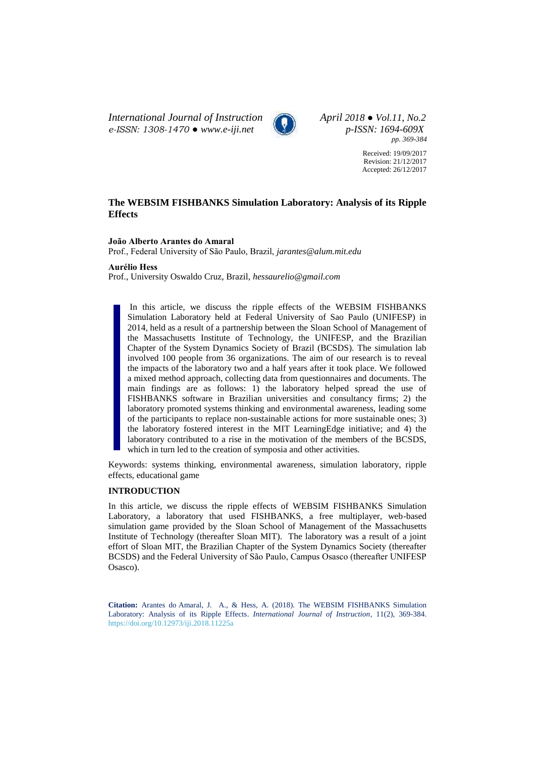Received: 19/09/2017
Revision: 21/12/2017
Accepted: 26/12/2017

# The WEBSIM FISHBANKS Simulation Laboratory: Analysis of its Ripple Effects

**João Alberto Arantes do Amaral**
Prof., Federal University of São Paulo, Brazil, *jarantes@alum.mit.edu*

**Aurélio Hess**
Prof., University Oswaldo Cruz, Brazil, *hessaurelio@gmail.com*

In this article, we discuss the ripple effects of the WEBSIM FISHBANKS Simulation Laboratory held at Federal University of Sao Paulo (UNIFESP) in 2014, held as a result of a partnership between the Sloan School of Management of the Massachusetts Institute of Technology, the UNIFESP, and the Brazilian Chapter of the System Dynamics Society of Brazil (BCSDS). The simulation lab involved 100 people from 36 organizations. The aim of our research is to reveal the impacts of the laboratory two and a half years after it took place. We followed a mixed method approach, collecting data from questionnaires and documents. The main findings are as follows: 1) the laboratory helped spread the use of FISHBANKS software in Brazilian universities and consultancy firms; 2) the laboratory promoted systems thinking and environmental awareness, leading some of the participants to replace non-sustainable actions for more sustainable ones; 3) the laboratory fostered interest in the MIT LearningEdge initiative; and 4) the laboratory contributed to a rise in the motivation of the members of the BCSDS, which in turn led to the creation of symposia and other activities.

Keywords: systems thinking, environmental awareness, simulation laboratory, ripple effects, educational game

## INTRODUCTION

In this article, we discuss the ripple effects of WEBSIM FISHBANKS Simulation Laboratory, a laboratory that used FISHBANKS, a free multiplayer, web-based simulation game provided by the Sloan School of Management of the Massachusetts Institute of Technology (thereafter Sloan MIT). The laboratory was a result of a joint effort of Sloan MIT, the Brazilian Chapter of the System Dynamics Society (thereafter BCSDS) and the Federal University of São Paulo, Campus Osasco (thereafter UNIFESP Osasco).

**Citation:** Arantes do Amaral, J. A., & Hess, A. (2018). The WEBSIM FISHBANKS Simulation Laboratory: Analysis of its Ripple Effects. *International Journal of Instruction*, 11(2), 369-384. https://doi.org/10.12973/iji.2018.11225a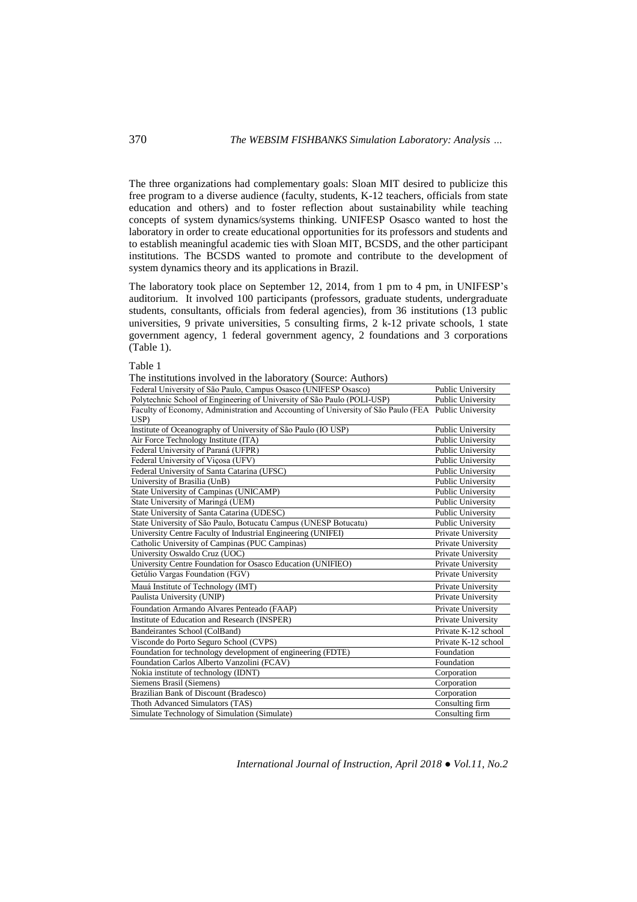The three organizations had complementary goals: Sloan MIT desired to publicize this free program to a diverse audience (faculty, students, K-12 teachers, officials from state education and others) and to foster reflection about sustainability while teaching concepts of system dynamics/systems thinking. UNIFESP Osasco wanted to host the laboratory in order to create educational opportunities for its professors and students and to establish meaningful academic ties with Sloan MIT, BCSDS, and the other participant institutions. The BCSDS wanted to promote and contribute to the development of system dynamics theory and its applications in Brazil.

The laboratory took place on September 12, 2014, from 1 pm to 4 pm, in UNIFESP's auditorium. It involved 100 participants (professors, graduate students, undergraduate students, consultants, officials from federal agencies), from 36 institutions (13 public universities, 9 private universities, 5 consulting firms, 2 k-12 private schools, 1 state government agency, 1 federal government agency, 2 foundations and 3 corporations (Table 1).

Table 1

The institutions involved in the laboratory (Source: Authors)

| | |
|---|---|
| Federal University of São Paulo, Campus Osasco (UNIFESP Osasco) | Public University |
| Polytechnic School of Engineering of University of São Paulo (POLI-USP) | Public University |
| Faculty of Economy, Administration and Accounting of University of São Paulo (FEA USP) | Public University |
| Institute of Oceanography of University of São Paulo (IO USP) | Public University |
| Air Force Technology Institute (ITA) | Public University |
| Federal University of Paraná (UFPR) | Public University |
| Federal University of Viçosa (UFV) | Public University |
| Federal University of Santa Catarina (UFSC) | Public University |
| University of Brasilia (UnB) | Public University |
| State University of Campinas (UNICAMP) | Public University |
| State University of Maringá (UEM) | Public University |
| State University of Santa Catarina (UDESC) | Public University |
| State University of São Paulo, Botucatu Campus (UNESP Botucatu) | Public University |
| University Centre Faculty of Industrial Engineering (UNIFEI) | Private University |
| Catholic University of Campinas (PUC Campinas) | Private University |
| University Oswaldo Cruz (UOC) | Private University |
| University Centre Foundation for Osasco Education (UNIFIEO) | Private University |
| Getúlio Vargas Foundation (FGV) | Private University |
| Mauá Institute of Technology (IMT) | Private University |
| Paulista University (UNIP) | Private University |
| Foundation Armando Alvares Penteado (FAAP) | Private University |
| Institute of Education and Research (INSPER) | Private University |
| Bandeirantes School (ColBand) | Private K-12 school |
| Visconde do Porto Seguro School (CVPS) | Private K-12 school |
| Foundation for technology development of engineering (FDTE) | Foundation |
| Foundation Carlos Alberto Vanzolini (FCAV) | Foundation |
| Nokia institute of technology (IDNT) | Corporation |
| Siemens Brasil (Siemens) | Corporation |
| Brazilian Bank of Discount (Bradesco) | Corporation |
| Thoth Advanced Simulators (TAS) | Consulting firm |
| Simulate Technology of Simulation (Simulate) | Consulting firm |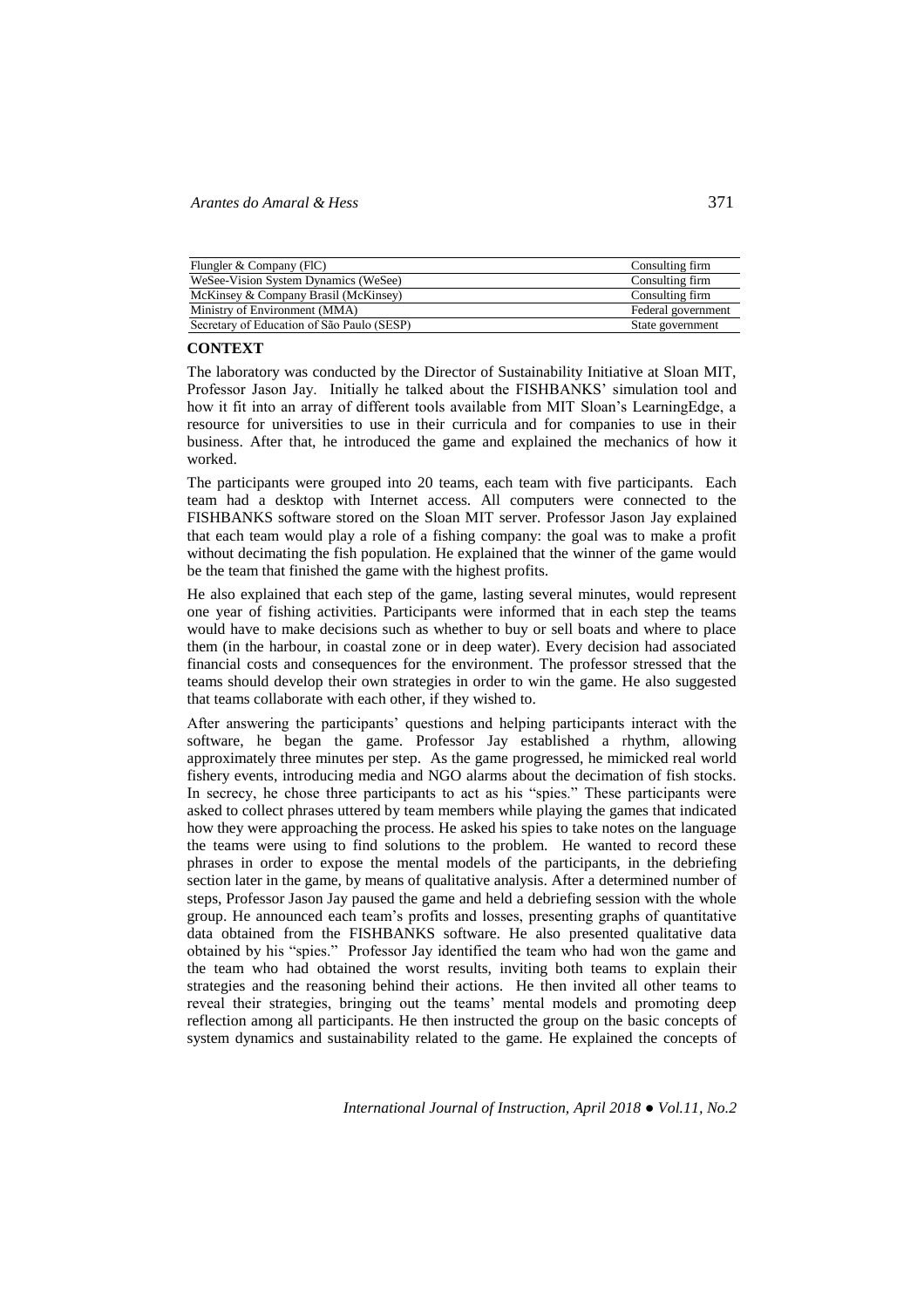| | |
|---|---|
| Flungler & Company (FlC) | Consulting firm |
| WeSee-Vision System Dynamics (WeSee) | Consulting firm |
| McKinsey & Company Brasil (McKinsey) | Consulting firm |
| Ministry of Environment (MMA) | Federal government |
| Secretary of Education of São Paulo (SESP) | State government |

## CONTEXT

The laboratory was conducted by the Director of Sustainability Initiative at Sloan MIT, Professor Jason Jay. Initially he talked about the FISHBANKS' simulation tool and how it fit into an array of different tools available from MIT Sloan's LearningEdge, a resource for universities to use in their curricula and for companies to use in their business. After that, he introduced the game and explained the mechanics of how it worked.

The participants were grouped into 20 teams, each team with five participants. Each team had a desktop with Internet access. All computers were connected to the FISHBANKS software stored on the Sloan MIT server. Professor Jason Jay explained that each team would play a role of a fishing company: the goal was to make a profit without decimating the fish population. He explained that the winner of the game would be the team that finished the game with the highest profits.

He also explained that each step of the game, lasting several minutes, would represent one year of fishing activities. Participants were informed that in each step the teams would have to make decisions such as whether to buy or sell boats and where to place them (in the harbour, in coastal zone or in deep water). Every decision had associated financial costs and consequences for the environment. The professor stressed that the teams should develop their own strategies in order to win the game. He also suggested that teams collaborate with each other, if they wished to.

After answering the participants' questions and helping participants interact with the software, he began the game. Professor Jay established a rhythm, allowing approximately three minutes per step. As the game progressed, he mimicked real world fishery events, introducing media and NGO alarms about the decimation of fish stocks. In secrecy, he chose three participants to act as his "spies." These participants were asked to collect phrases uttered by team members while playing the games that indicated how they were approaching the process. He asked his spies to take notes on the language the teams were using to find solutions to the problem. He wanted to record these phrases in order to expose the mental models of the participants, in the debriefing section later in the game, by means of qualitative analysis. After a determined number of steps, Professor Jason Jay paused the game and held a debriefing session with the whole group. He announced each team's profits and losses, presenting graphs of quantitative data obtained from the FISHBANKS software. He also presented qualitative data obtained by his "spies." Professor Jay identified the team who had won the game and the team who had obtained the worst results, inviting both teams to explain their strategies and the reasoning behind their actions. He then invited all other teams to reveal their strategies, bringing out the teams' mental models and promoting deep reflection among all participants. He then instructed the group on the basic concepts of system dynamics and sustainability related to the game. He explained the concepts of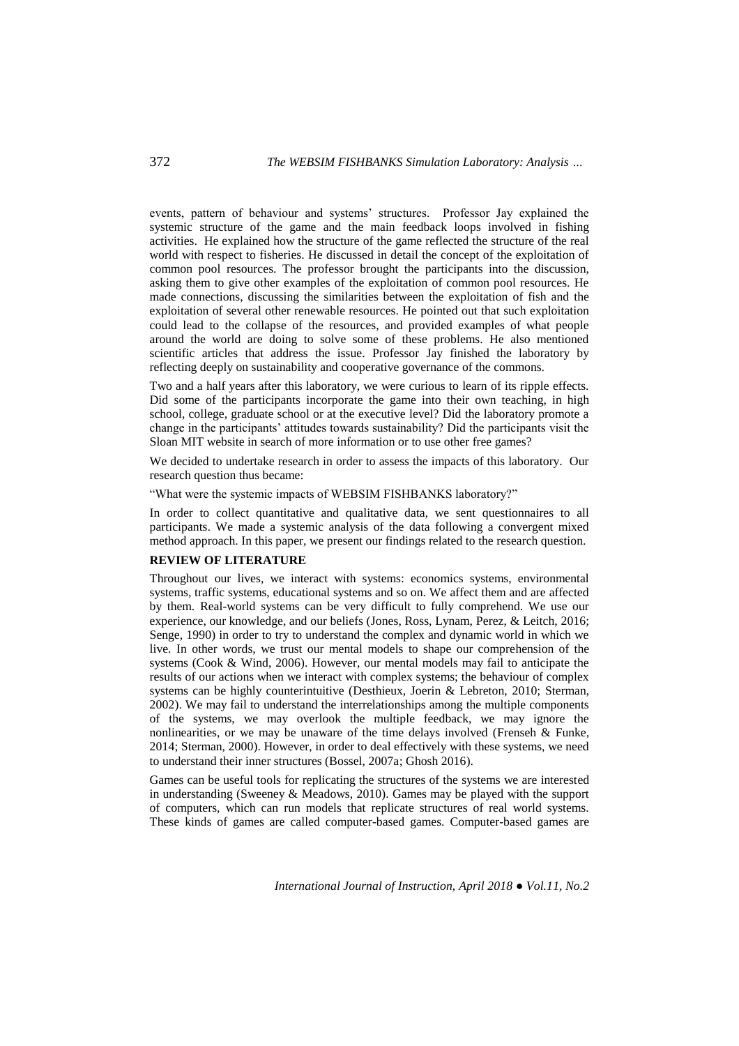events, pattern of behaviour and systems' structures. Professor Jay explained the systemic structure of the game and the main feedback loops involved in fishing activities. He explained how the structure of the game reflected the structure of the real world with respect to fisheries. He discussed in detail the concept of the exploitation of common pool resources. The professor brought the participants into the discussion, asking them to give other examples of the exploitation of common pool resources. He made connections, discussing the similarities between the exploitation of fish and the exploitation of several other renewable resources. He pointed out that such exploitation could lead to the collapse of the resources, and provided examples of what people around the world are doing to solve some of these problems. He also mentioned scientific articles that address the issue. Professor Jay finished the laboratory by reflecting deeply on sustainability and cooperative governance of the commons.

Two and a half years after this laboratory, we were curious to learn of its ripple effects. Did some of the participants incorporate the game into their own teaching, in high school, college, graduate school or at the executive level? Did the laboratory promote a change in the participants' attitudes towards sustainability? Did the participants visit the Sloan MIT website in search of more information or to use other free games?

We decided to undertake research in order to assess the impacts of this laboratory. Our research question thus became:

"What were the systemic impacts of WEBSIM FISHBANKS laboratory?"

In order to collect quantitative and qualitative data, we sent questionnaires to all participants. We made a systemic analysis of the data following a convergent mixed method approach. In this paper, we present our findings related to the research question.

## REVIEW OF LITERATURE

Throughout our lives, we interact with systems: economics systems, environmental systems, traffic systems, educational systems and so on. We affect them and are affected by them. Real-world systems can be very difficult to fully comprehend. We use our experience, our knowledge, and our beliefs (Jones, Ross, Lynam, Perez, & Leitch, 2016; Senge, 1990) in order to try to understand the complex and dynamic world in which we live. In other words, we trust our mental models to shape our comprehension of the systems (Cook & Wind, 2006). However, our mental models may fail to anticipate the results of our actions when we interact with complex systems; the behaviour of complex systems can be highly counterintuitive (Desthieux, Joerin & Lebreton, 2010; Sterman, 2002). We may fail to understand the interrelationships among the multiple components of the systems, we may overlook the multiple feedback, we may ignore the nonlinearities, or we may be unaware of the time delays involved (Frenseh & Funke, 2014; Sterman, 2000). However, in order to deal effectively with these systems, we need to understand their inner structures (Bossel, 2007a; Ghosh 2016).

Games can be useful tools for replicating the structures of the systems we are interested in understanding (Sweeney & Meadows, 2010). Games may be played with the support of computers, which can run models that replicate structures of real world systems. These kinds of games are called computer-based games. Computer-based games are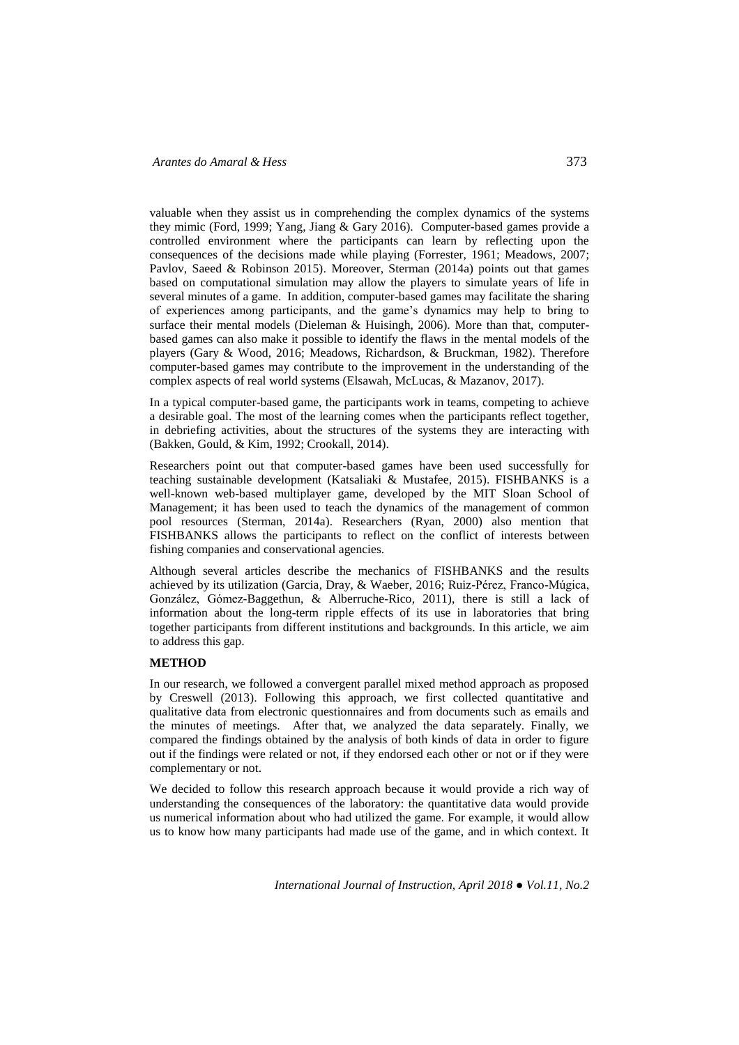valuable when they assist us in comprehending the complex dynamics of the systems they mimic (Ford, 1999; Yang, Jiang & Gary 2016). Computer-based games provide a controlled environment where the participants can learn by reflecting upon the consequences of the decisions made while playing (Forrester, 1961; Meadows, 2007; Pavlov, Saeed & Robinson 2015). Moreover, Sterman (2014a) points out that games based on computational simulation may allow the players to simulate years of life in several minutes of a game. In addition, computer-based games may facilitate the sharing of experiences among participants, and the game's dynamics may help to bring to surface their mental models (Dieleman & Huisingh, 2006). More than that, computer-based games can also make it possible to identify the flaws in the mental models of the players (Gary & Wood, 2016; Meadows, Richardson, & Bruckman, 1982). Therefore computer-based games may contribute to the improvement in the understanding of the complex aspects of real world systems (Elsawah, McLucas, & Mazanov, 2017).

In a typical computer-based game, the participants work in teams, competing to achieve a desirable goal. The most of the learning comes when the participants reflect together, in debriefing activities, about the structures of the systems they are interacting with (Bakken, Gould, & Kim, 1992; Crookall, 2014).

Researchers point out that computer-based games have been used successfully for teaching sustainable development (Katsaliaki & Mustafee, 2015). FISHBANKS is a well-known web-based multiplayer game, developed by the MIT Sloan School of Management; it has been used to teach the dynamics of the management of common pool resources (Sterman, 2014a). Researchers (Ryan, 2000) also mention that FISHBANKS allows the participants to reflect on the conflict of interests between fishing companies and conservational agencies.

Although several articles describe the mechanics of FISHBANKS and the results achieved by its utilization (Garcia, Dray, & Waeber, 2016; Ruiz-Pérez, Franco-Múgica, González, Gómez-Baggethun, & Alberruche-Rico, 2011), there is still a lack of information about the long-term ripple effects of its use in laboratories that bring together participants from different institutions and backgrounds. In this article, we aim to address this gap.

## METHOD

In our research, we followed a convergent parallel mixed method approach as proposed by Creswell (2013). Following this approach, we first collected quantitative and qualitative data from electronic questionnaires and from documents such as emails and the minutes of meetings. After that, we analyzed the data separately. Finally, we compared the findings obtained by the analysis of both kinds of data in order to figure out if the findings were related or not, if they endorsed each other or not or if they were complementary or not.

We decided to follow this research approach because it would provide a rich way of understanding the consequences of the laboratory: the quantitative data would provide us numerical information about who had utilized the game. For example, it would allow us to know how many participants had made use of the game, and in which context. It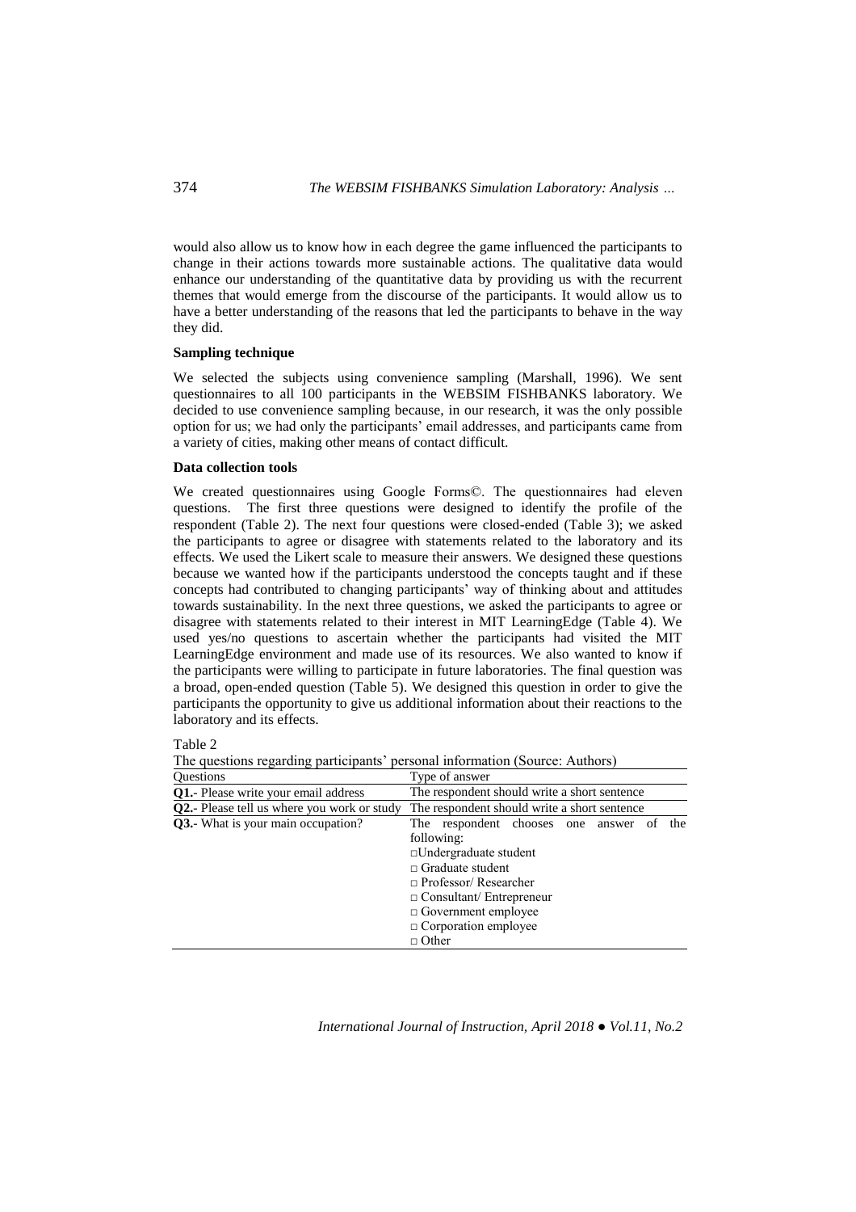would also allow us to know how in each degree the game influenced the participants to change in their actions towards more sustainable actions. The qualitative data would enhance our understanding of the quantitative data by providing us with the recurrent themes that would emerge from the discourse of the participants. It would allow us to have a better understanding of the reasons that led the participants to behave in the way they did.

**Sampling technique**

We selected the subjects using convenience sampling (Marshall, 1996). We sent questionnaires to all 100 participants in the WEBSIM FISHBANKS laboratory. We decided to use convenience sampling because, in our research, it was the only possible option for us; we had only the participants' email addresses, and participants came from a variety of cities, making other means of contact difficult.

**Data collection tools**

We created questionnaires using Google Forms©. The questionnaires had eleven questions. The first three questions were designed to identify the profile of the respondent (Table 2). The next four questions were closed-ended (Table 3); we asked the participants to agree or disagree with statements related to the laboratory and its effects. We used the Likert scale to measure their answers. We designed these questions because we wanted how if the participants understood the concepts taught and if these concepts had contributed to changing participants' way of thinking about and attitudes towards sustainability. In the next three questions, we asked the participants to agree or disagree with statements related to their interest in MIT LearningEdge (Table 4). We used yes/no questions to ascertain whether the participants had visited the MIT LearningEdge environment and made use of its resources. We also wanted to know if the participants were willing to participate in future laboratories. The final question was a broad, open-ended question (Table 5). We designed this question in order to give the participants the opportunity to give us additional information about their reactions to the laboratory and its effects.

Table 2

The questions regarding participants' personal information (Source: Authors)

| Questions | Type of answer |
| --- | --- |
| **Q1.**- Please write your email address | The respondent should write a short sentence |
| **Q2.**- Please tell us where you work or study | The respondent should write a short sentence |
| **Q3.**- What is your main occupation? | The respondent chooses one answer of the following:<br>□Undergraduate student<br>□ Graduate student<br>□ Professor/ Researcher<br>□ Consultant/ Entrepreneur<br>□ Government employee<br>□ Corporation employee<br>□ Other |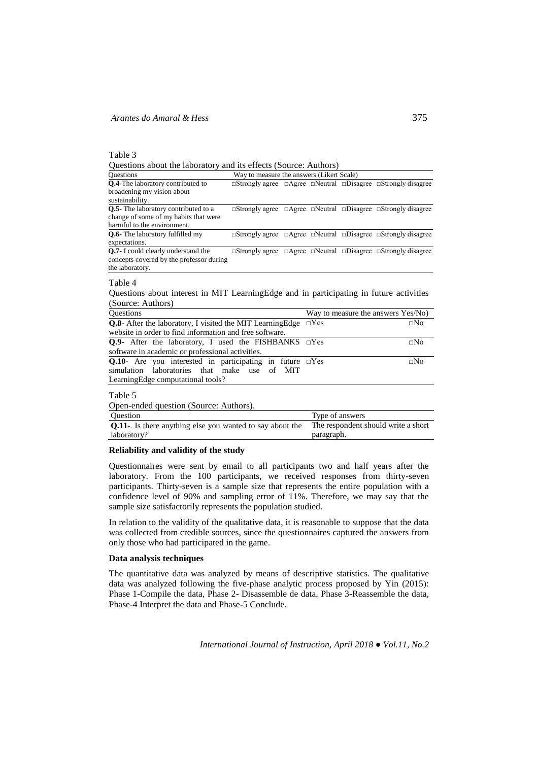Table 3

Questions about the laboratory and its effects (Source: Authors)

| Questions | Way to measure the answers (Likert Scale) |
|---|---|
| **Q.4**-The laboratory contributed to broadening my vision about sustainability. | □Strongly agree □Agree □Neutral □Disagree □Strongly disagree |
| **Q.5**- The laboratory contributed to a change of some of my habits that were harmful to the environment. | □Strongly agree □Agree □Neutral □Disagree □Strongly disagree |
| **Q.6**- The laboratory fulfilled my expectations. | □Strongly agree □Agree □Neutral □Disagree □Strongly disagree |
| **Q.7**- I could clearly understand the concepts covered by the professor during the laboratory. | □Strongly agree □Agree □Neutral □Disagree □Strongly disagree |

Table 4

Questions about interest in MIT LearningEdge and in participating in future activities (Source: Authors)

| Questions | Way to measure the answers Yes/No) | |
|---|---|---|
| **Q.8**- After the laboratory, I visited the MIT LearningEdge website in order to find information and free software. | □Yes | □No |
| **Q.9**- After the laboratory, I used the FISHBANKS software in academic or professional activities. | □Yes | □No |
| **Q.10**- Are you interested in participating in future simulation laboratories that make use of MIT LearningEdge computational tools? | □Yes | □No |

Table 5

Open-ended question (Source: Authors).

| Question | Type of answers |
|---|---|
| **Q.11**-. Is there anything else you wanted to say about the laboratory? | The respondent should write a short paragraph. |

### Reliability and validity of the study

Questionnaires were sent by email to all participants two and half years after the laboratory. From the 100 participants, we received responses from thirty-seven participants. Thirty-seven is a sample size that represents the entire population with a confidence level of 90% and sampling error of 11%. Therefore, we may say that the sample size satisfactorily represents the population studied.

In relation to the validity of the qualitative data, it is reasonable to suppose that the data was collected from credible sources, since the questionnaires captured the answers from only those who had participated in the game.

### Data analysis techniques

The quantitative data was analyzed by means of descriptive statistics. The qualitative data was analyzed following the five-phase analytic process proposed by Yin (2015): Phase 1-Compile the data, Phase 2- Disassemble de data, Phase 3-Reassemble the data, Phase-4 Interpret the data and Phase-5 Conclude.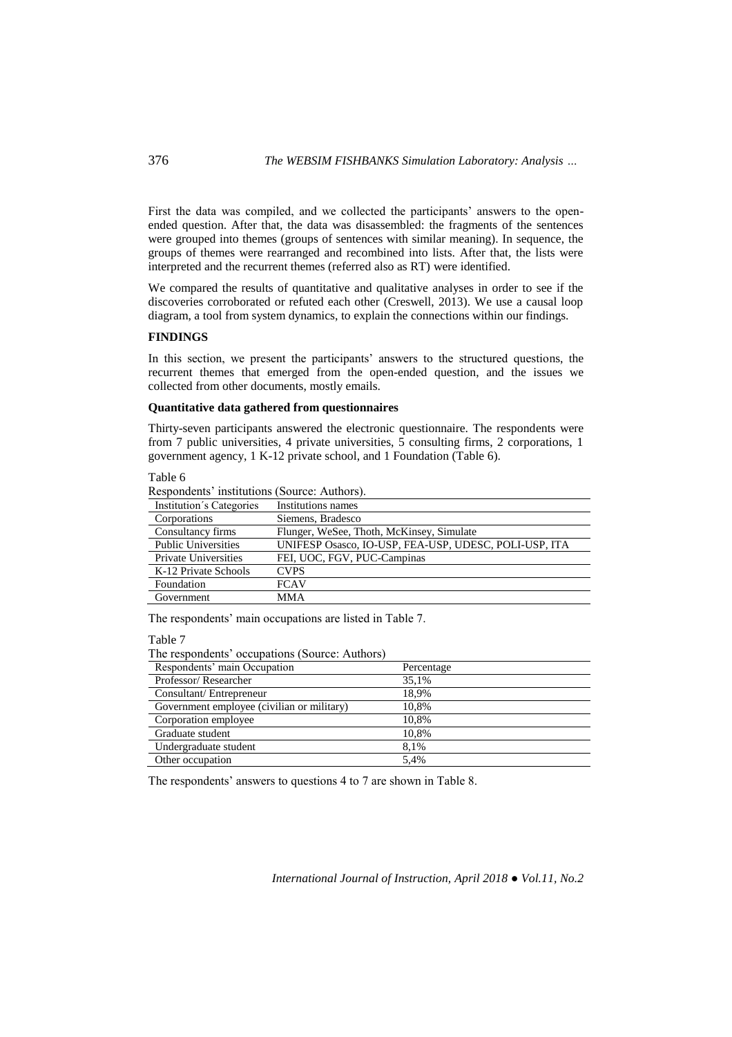First the data was compiled, and we collected the participants' answers to the open-ended question. After that, the data was disassembled: the fragments of the sentences were grouped into themes (groups of sentences with similar meaning). In sequence, the groups of themes were rearranged and recombined into lists. After that, the lists were interpreted and the recurrent themes (referred also as RT) were identified.

We compared the results of quantitative and qualitative analyses in order to see if the discoveries corroborated or refuted each other (Creswell, 2013). We use a causal loop diagram, a tool from system dynamics, to explain the connections within our findings.

## FINDINGS

In this section, we present the participants' answers to the structured questions, the recurrent themes that emerged from the open-ended question, and the issues we collected from other documents, mostly emails.

### Quantitative data gathered from questionnaires

Thirty-seven participants answered the electronic questionnaire. The respondents were from 7 public universities, 4 private universities, 5 consulting firms, 2 corporations, 1 government agency, 1 K-12 private school, and 1 Foundation (Table 6).

Table 6

Respondents' institutions (Source: Authors).

| Institution´s Categories | Institutions names |
|---|---|
| Corporations | Siemens, Bradesco |
| Consultancy firms | Flunger, WeSee, Thoth, McKinsey, Simulate |
| Public Universities | UNIFESP Osasco, IO-USP, FEA-USP, UDESC, POLI-USP, ITA |
| Private Universities | FEI, UOC, FGV, PUC-Campinas |
| K-12 Private Schools | CVPS |
| Foundation | FCAV |
| Government | MMA |

The respondents' main occupations are listed in Table 7.

Table 7

The respondents' occupations (Source: Authors)

| Respondents' main Occupation | Percentage |
|---|---|
| Professor/ Researcher | 35,1% |
| Consultant/ Entrepreneur | 18,9% |
| Government employee (civilian or military) | 10,8% |
| Corporation employee | 10,8% |
| Graduate student | 10,8% |
| Undergraduate student | 8,1% |
| Other occupation | 5,4% |

The respondents' answers to questions 4 to 7 are shown in Table 8.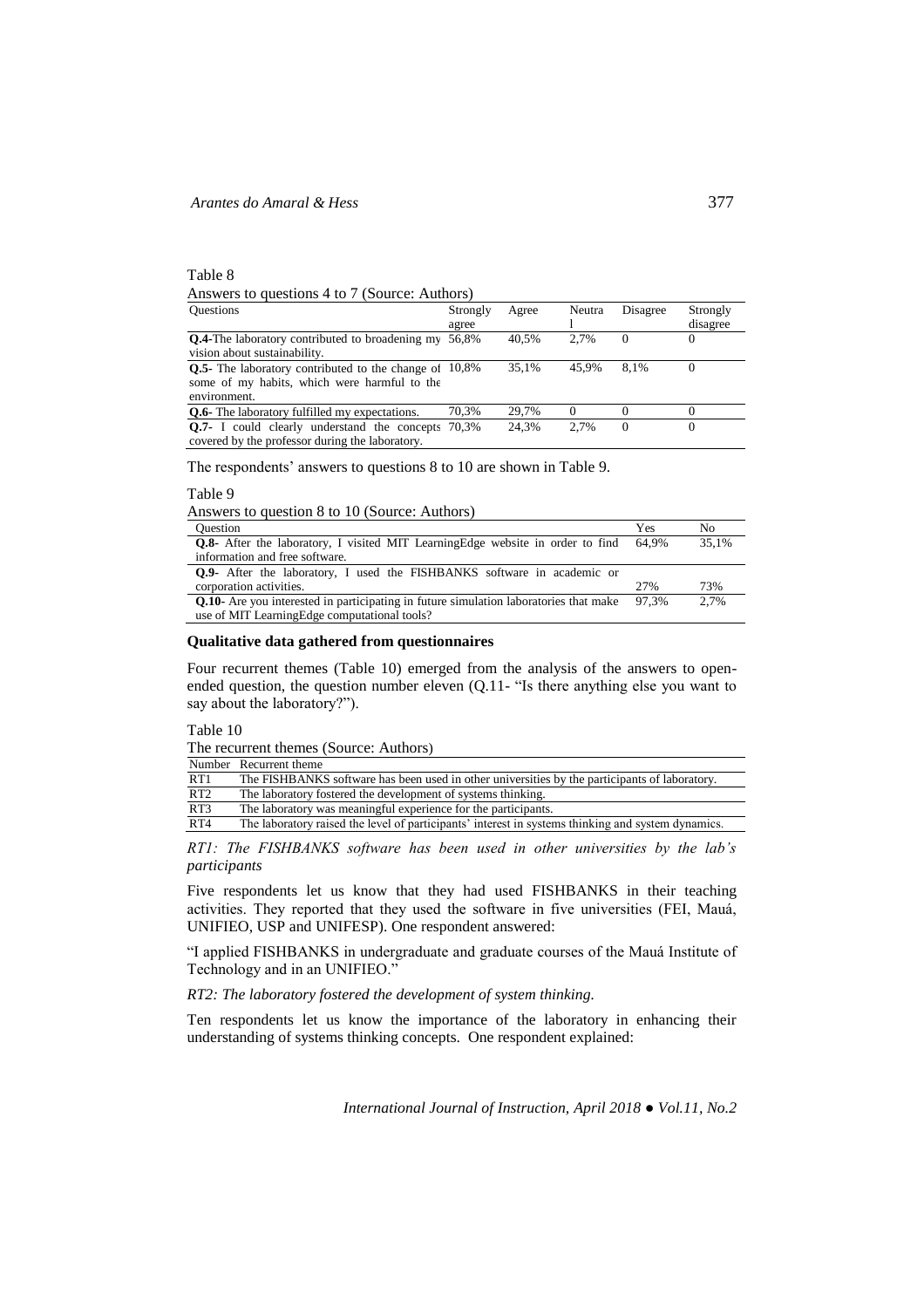Table 8

Answers to questions 4 to 7 (Source: Authors)

| Questions | Strongly agree | Agree | Neutral | Disagree | Strongly disagree |
|---|---|---|---|---|---|
| **Q.4**-The laboratory contributed to broadening my vision about sustainability. | 56,8% | 40,5% | 2,7% | 0 | 0 |
| **Q.5**- The laboratory contributed to the change of some of my habits, which were harmful to the environment. | 10,8% | 35,1% | 45,9% | 8,1% | 0 |
| **Q.6**- The laboratory fulfilled my expectations. | 70,3% | 29,7% | 0 | 0 | 0 |
| **Q.7**- I could clearly understand the concepts covered by the professor during the laboratory. | 70,3% | 24,3% | 2,7% | 0 | 0 |

The respondents' answers to questions 8 to 10 are shown in Table 9.

Table 9

Answers to question 8 to 10 (Source: Authors)

| Question | Yes | No |
|---|---|---|
| **Q.8**- After the laboratory, I visited MIT LearningEdge website in order to find information and free software. | 64,9% | 35,1% |
| **Q.9**- After the laboratory, I used the FISHBANKS software in academic or corporation activities. | 27% | 73% |
| **Q.10**- Are you interested in participating in future simulation laboratories that make use of MIT LearningEdge computational tools? | 97,3% | 2,7% |

**Qualitative data gathered from questionnaires**

Four recurrent themes (Table 10) emerged from the analysis of the answers to open-ended question, the question number eleven (Q.11- "Is there anything else you want to say about the laboratory?").

Table 10

The recurrent themes (Source: Authors)

| Number | Recurrent theme |
|---|---|
| RT1 | The FISHBANKS software has been used in other universities by the participants of laboratory. |
| RT2 | The laboratory fostered the development of systems thinking. |
| RT3 | The laboratory was meaningful experience for the participants. |
| RT4 | The laboratory raised the level of participants' interest in systems thinking and system dynamics. |

*RT1: The FISHBANKS software has been used in other universities by the lab's participants*

Five respondents let us know that they had used FISHBANKS in their teaching activities. They reported that they used the software in five universities (FEI, Mauá, UNIFIEO, USP and UNIFESP). One respondent answered:

"I applied FISHBANKS in undergraduate and graduate courses of the Mauá Institute of Technology and in an UNIFIEO."

*RT2: The laboratory fostered the development of system thinking.*

Ten respondents let us know the importance of the laboratory in enhancing their understanding of systems thinking concepts. One respondent explained: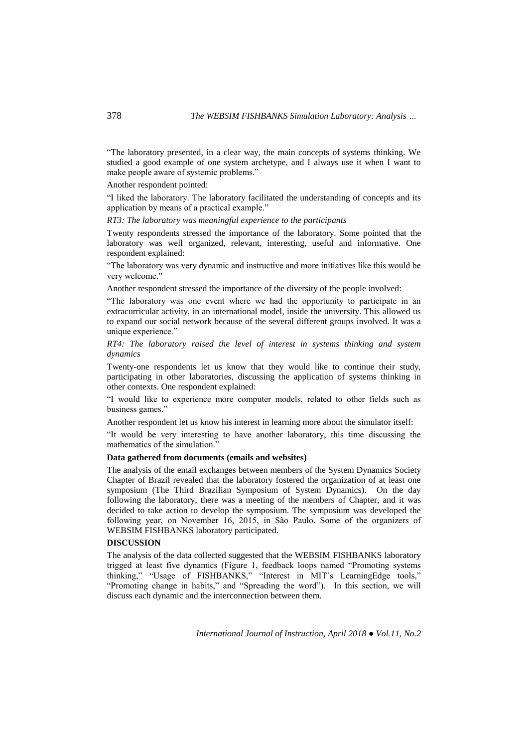"The laboratory presented, in a clear way, the main concepts of systems thinking. We studied a good example of one system archetype, and I always use it when I want to make people aware of systemic problems."

Another respondent pointed:

"I liked the laboratory. The laboratory facilitated the understanding of concepts and its application by means of a practical example."

*RT3: The laboratory was meaningful experience to the participants*

Twenty respondents stressed the importance of the laboratory. Some pointed that the laboratory was well organized, relevant, interesting, useful and informative. One respondent explained:

"The laboratory was very dynamic and instructive and more initiatives like this would be very welcome."

Another respondent stressed the importance of the diversity of the people involved:

"The laboratory was one event where we had the opportunity to participate in an extracurricular activity, in an international model, inside the university. This allowed us to expand our social network because of the several different groups involved. It was a unique experience."

*RT4: The laboratory raised the level of interest in systems thinking and system dynamics*

Twenty-one respondents let us know that they would like to continue their study, participating in other laboratories, discussing the application of systems thinking in other contexts. One respondent explained:

"I would like to experience more computer models, related to other fields such as business games."

Another respondent let us know his interest in learning more about the simulator itself:

"It would be very interesting to have another laboratory, this time discussing the mathematics of the simulation."

**Data gathered from documents (emails and websites)**

The analysis of the email exchanges between members of the System Dynamics Society Chapter of Brazil revealed that the laboratory fostered the organization of at least one symposium (The Third Brazilian Symposium of System Dynamics). On the day following the laboratory, there was a meeting of the members of Chapter, and it was decided to take action to develop the symposium. The symposium was developed the following year, on November 16, 2015, in São Paulo. Some of the organizers of WEBSIM FISHBANKS laboratory participated.

## DISCUSSION

The analysis of the data collected suggested that the WEBSIM FISHBANKS laboratory trigged at least five dynamics (Figure 1, feedback loops named "Promoting systems thinking," "Usage of FISHBANKS," "Interest in MIT´s LearningEdge tools," "Promoting change in habits," and "Spreading the word"). In this section, we will discuss each dynamic and the interconnection between them.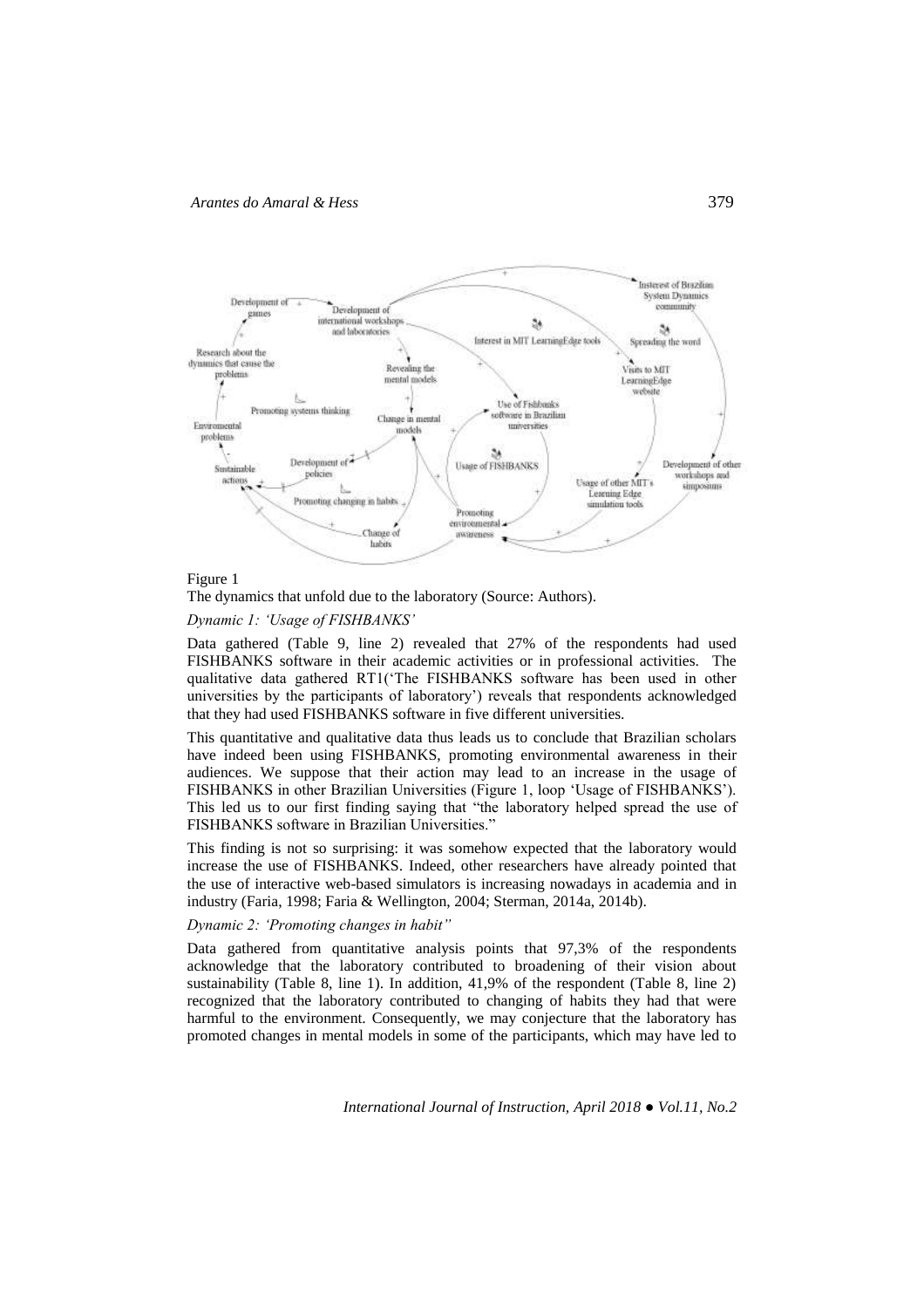Figure 1

The dynamics that unfold due to the laboratory (Source: Authors).

*Dynamic 1: 'Usage of FISHBANKS'*

Data gathered (Table 9, line 2) revealed that 27% of the respondents had used FISHBANKS software in their academic activities or in professional activities. The qualitative data gathered RT1('The FISHBANKS software has been used in other universities by the participants of laboratory') reveals that respondents acknowledged that they had used FISHBANKS software in five different universities.

This quantitative and qualitative data thus leads us to conclude that Brazilian scholars have indeed been using FISHBANKS, promoting environmental awareness in their audiences. We suppose that their action may lead to an increase in the usage of FISHBANKS in other Brazilian Universities (Figure 1, loop 'Usage of FISHBANKS'). This led us to our first finding saying that "the laboratory helped spread the use of FISHBANKS software in Brazilian Universities."

This finding is not so surprising: it was somehow expected that the laboratory would increase the use of FISHBANKS. Indeed, other researchers have already pointed that the use of interactive web-based simulators is increasing nowadays in academia and in industry (Faria, 1998; Faria & Wellington, 2004; Sterman, 2014a, 2014b).

*Dynamic 2: 'Promoting changes in habit"*

Data gathered from quantitative analysis points that 97,3% of the respondents acknowledge that the laboratory contributed to broadening of their vision about sustainability (Table 8, line 1). In addition, 41,9% of the respondent (Table 8, line 2) recognized that the laboratory contributed to changing of habits they had that were harmful to the environment. Consequently, we may conjecture that the laboratory has promoted changes in mental models in some of the participants, which may have led to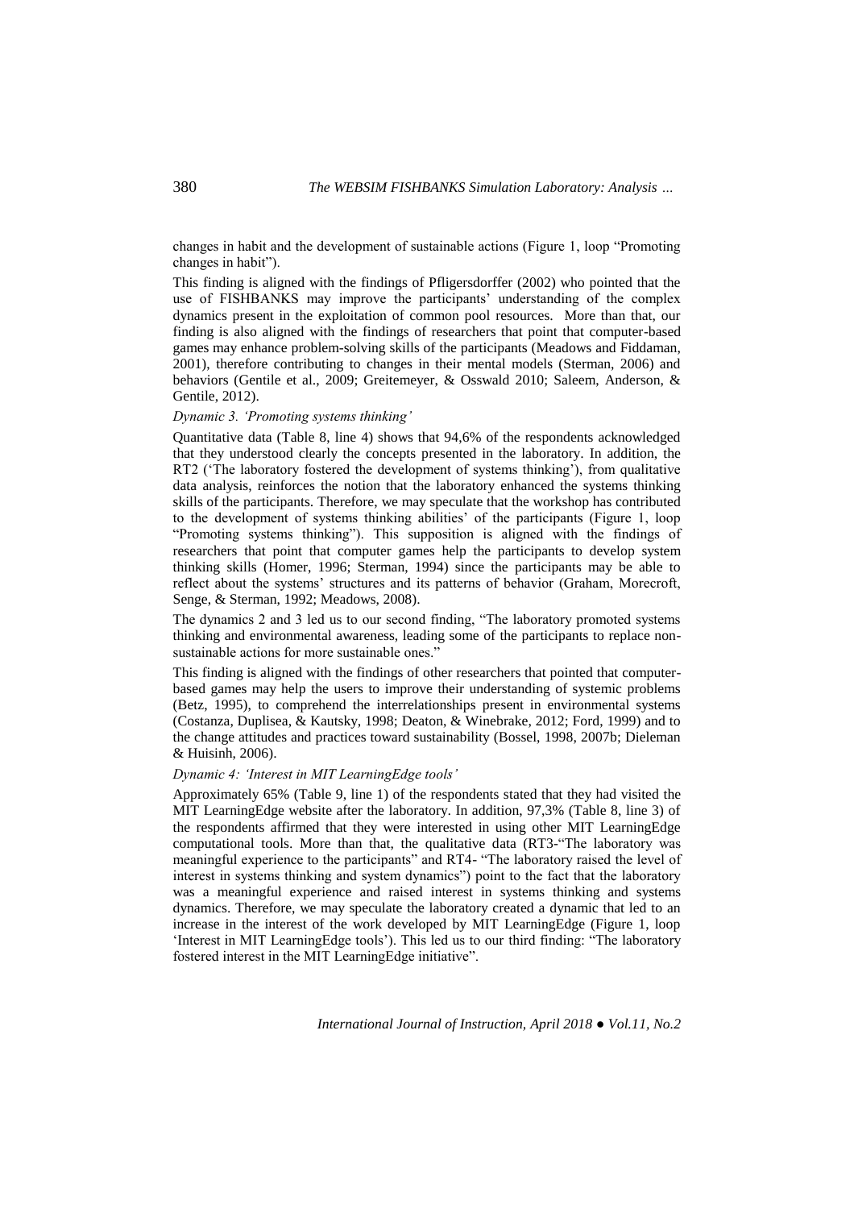changes in habit and the development of sustainable actions (Figure 1, loop "Promoting changes in habit").

This finding is aligned with the findings of Pfligersdorffer (2002) who pointed that the use of FISHBANKS may improve the participants' understanding of the complex dynamics present in the exploitation of common pool resources. More than that, our finding is also aligned with the findings of researchers that point that computer-based games may enhance problem-solving skills of the participants (Meadows and Fiddaman, 2001), therefore contributing to changes in their mental models (Sterman, 2006) and behaviors (Gentile et al., 2009; Greitemeyer, & Osswald 2010; Saleem, Anderson, & Gentile, 2012).

*Dynamic 3. 'Promoting systems thinking'*

Quantitative data (Table 8, line 4) shows that 94,6% of the respondents acknowledged that they understood clearly the concepts presented in the laboratory. In addition, the RT2 ('The laboratory fostered the development of systems thinking'), from qualitative data analysis, reinforces the notion that the laboratory enhanced the systems thinking skills of the participants. Therefore, we may speculate that the workshop has contributed to the development of systems thinking abilities' of the participants (Figure 1, loop "Promoting systems thinking"). This supposition is aligned with the findings of researchers that point that computer games help the participants to develop system thinking skills (Homer, 1996; Sterman, 1994) since the participants may be able to reflect about the systems' structures and its patterns of behavior (Graham, Morecroft, Senge, & Sterman, 1992; Meadows, 2008).

The dynamics 2 and 3 led us to our second finding, "The laboratory promoted systems thinking and environmental awareness, leading some of the participants to replace non-sustainable actions for more sustainable ones."

This finding is aligned with the findings of other researchers that pointed that computer-based games may help the users to improve their understanding of systemic problems (Betz, 1995), to comprehend the interrelationships present in environmental systems (Costanza, Duplisea, & Kautsky, 1998; Deaton, & Winebrake, 2012; Ford, 1999) and to the change attitudes and practices toward sustainability (Bossel, 1998, 2007b; Dieleman & Huisinh, 2006).

*Dynamic 4: 'Interest in MIT LearningEdge tools'*

Approximately 65% (Table 9, line 1) of the respondents stated that they had visited the MIT LearningEdge website after the laboratory. In addition, 97,3% (Table 8, line 3) of the respondents affirmed that they were interested in using other MIT LearningEdge computational tools. More than that, the qualitative data (RT3-"The laboratory was meaningful experience to the participants" and RT4- "The laboratory raised the level of interest in systems thinking and system dynamics") point to the fact that the laboratory was a meaningful experience and raised interest in systems thinking and systems dynamics. Therefore, we may speculate the laboratory created a dynamic that led to an increase in the interest of the work developed by MIT LearningEdge (Figure 1, loop 'Interest in MIT LearningEdge tools'). This led us to our third finding: "The laboratory fostered interest in the MIT LearningEdge initiative".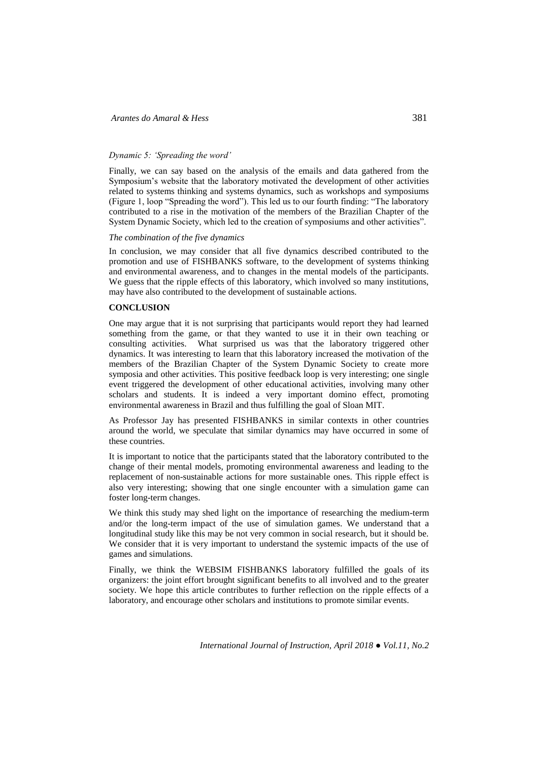*Dynamic 5: 'Spreading the word'*

Finally, we can say based on the analysis of the emails and data gathered from the Symposium's website that the laboratory motivated the development of other activities related to systems thinking and systems dynamics, such as workshops and symposiums (Figure 1, loop "Spreading the word"). This led us to our fourth finding: "The laboratory contributed to a rise in the motivation of the members of the Brazilian Chapter of the System Dynamic Society, which led to the creation of symposiums and other activities".

*The combination of the five dynamics*

In conclusion, we may consider that all five dynamics described contributed to the promotion and use of FISHBANKS software, to the development of systems thinking and environmental awareness, and to changes in the mental models of the participants. We guess that the ripple effects of this laboratory, which involved so many institutions, may have also contributed to the development of sustainable actions.

## CONCLUSION

One may argue that it is not surprising that participants would report they had learned something from the game, or that they wanted to use it in their own teaching or consulting activities. What surprised us was that the laboratory triggered other dynamics. It was interesting to learn that this laboratory increased the motivation of the members of the Brazilian Chapter of the System Dynamic Society to create more symposia and other activities. This positive feedback loop is very interesting; one single event triggered the development of other educational activities, involving many other scholars and students. It is indeed a very important domino effect, promoting environmental awareness in Brazil and thus fulfilling the goal of Sloan MIT.

As Professor Jay has presented FISHBANKS in similar contexts in other countries around the world, we speculate that similar dynamics may have occurred in some of these countries.

It is important to notice that the participants stated that the laboratory contributed to the change of their mental models, promoting environmental awareness and leading to the replacement of non-sustainable actions for more sustainable ones. This ripple effect is also very interesting; showing that one single encounter with a simulation game can foster long-term changes.

We think this study may shed light on the importance of researching the medium-term and/or the long-term impact of the use of simulation games. We understand that a longitudinal study like this may be not very common in social research, but it should be. We consider that it is very important to understand the systemic impacts of the use of games and simulations.

Finally, we think the WEBSIM FISHBANKS laboratory fulfilled the goals of its organizers: the joint effort brought significant benefits to all involved and to the greater society. We hope this article contributes to further reflection on the ripple effects of a laboratory, and encourage other scholars and institutions to promote similar events.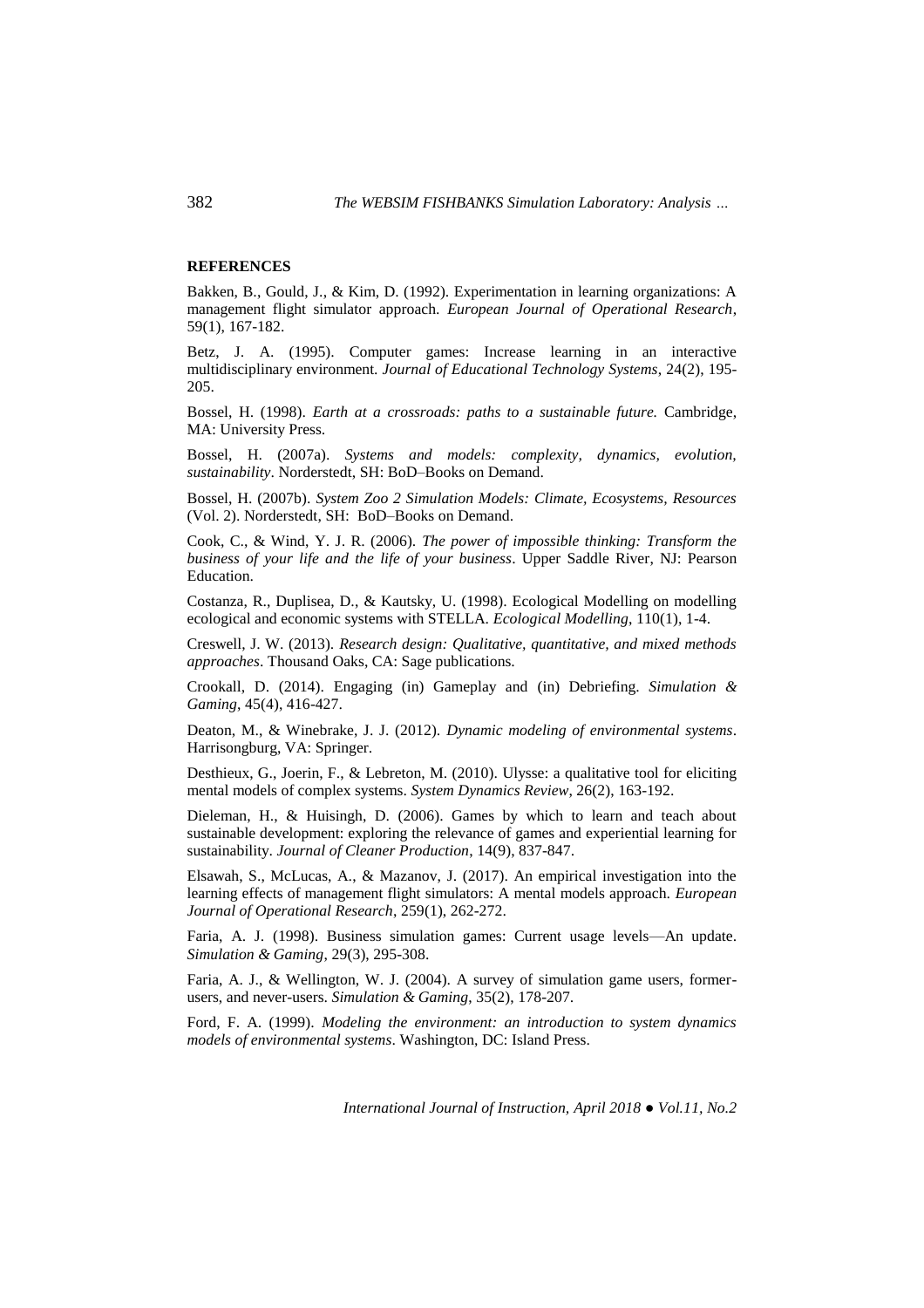**REFERENCES**

Bakken, B., Gould, J., & Kim, D. (1992). Experimentation in learning organizations: A management flight simulator approach. *European Journal of Operational Research*, 59(1), 167-182.

Betz, J. A. (1995). Computer games: Increase learning in an interactive multidisciplinary environment. *Journal of Educational Technology Systems*, 24(2), 195-205.

Bossel, H. (1998). *Earth at a crossroads: paths to a sustainable future.* Cambridge, MA: University Press.

Bossel, H. (2007a). *Systems and models: complexity, dynamics, evolution, sustainability*. Norderstedt, SH: BoD–Books on Demand.

Bossel, H. (2007b). *System Zoo 2 Simulation Models: Climate, Ecosystems, Resources* (Vol. 2). Norderstedt, SH: BoD–Books on Demand.

Cook, C., & Wind, Y. J. R. (2006). *The power of impossible thinking: Transform the business of your life and the life of your business*. Upper Saddle River, NJ: Pearson Education.

Costanza, R., Duplisea, D., & Kautsky, U. (1998). Ecological Modelling on modelling ecological and economic systems with STELLA. *Ecological Modelling*, 110(1), 1-4.

Creswell, J. W. (2013). *Research design: Qualitative, quantitative, and mixed methods approaches*. Thousand Oaks, CA: Sage publications.

Crookall, D. (2014). Engaging (in) Gameplay and (in) Debriefing. *Simulation & Gaming*, 45(4), 416-427.

Deaton, M., & Winebrake, J. J. (2012). *Dynamic modeling of environmental systems*. Harrisongburg, VA: Springer.

Desthieux, G., Joerin, F., & Lebreton, M. (2010). Ulysse: a qualitative tool for eliciting mental models of complex systems. *System Dynamics Review*, 26(2), 163-192.

Dieleman, H., & Huisingh, D. (2006). Games by which to learn and teach about sustainable development: exploring the relevance of games and experiential learning for sustainability. *Journal of Cleaner Production*, 14(9), 837-847.

Elsawah, S., McLucas, A., & Mazanov, J. (2017). An empirical investigation into the learning effects of management flight simulators: A mental models approach. *European Journal of Operational Research*, 259(1), 262-272.

Faria, A. J. (1998). Business simulation games: Current usage levels—An update. *Simulation & Gaming*, 29(3), 295-308.

Faria, A. J., & Wellington, W. J. (2004). A survey of simulation game users, former-users, and never-users. *Simulation & Gaming*, 35(2), 178-207.

Ford, F. A. (1999). *Modeling the environment: an introduction to system dynamics models of environmental systems*. Washington, DC: Island Press.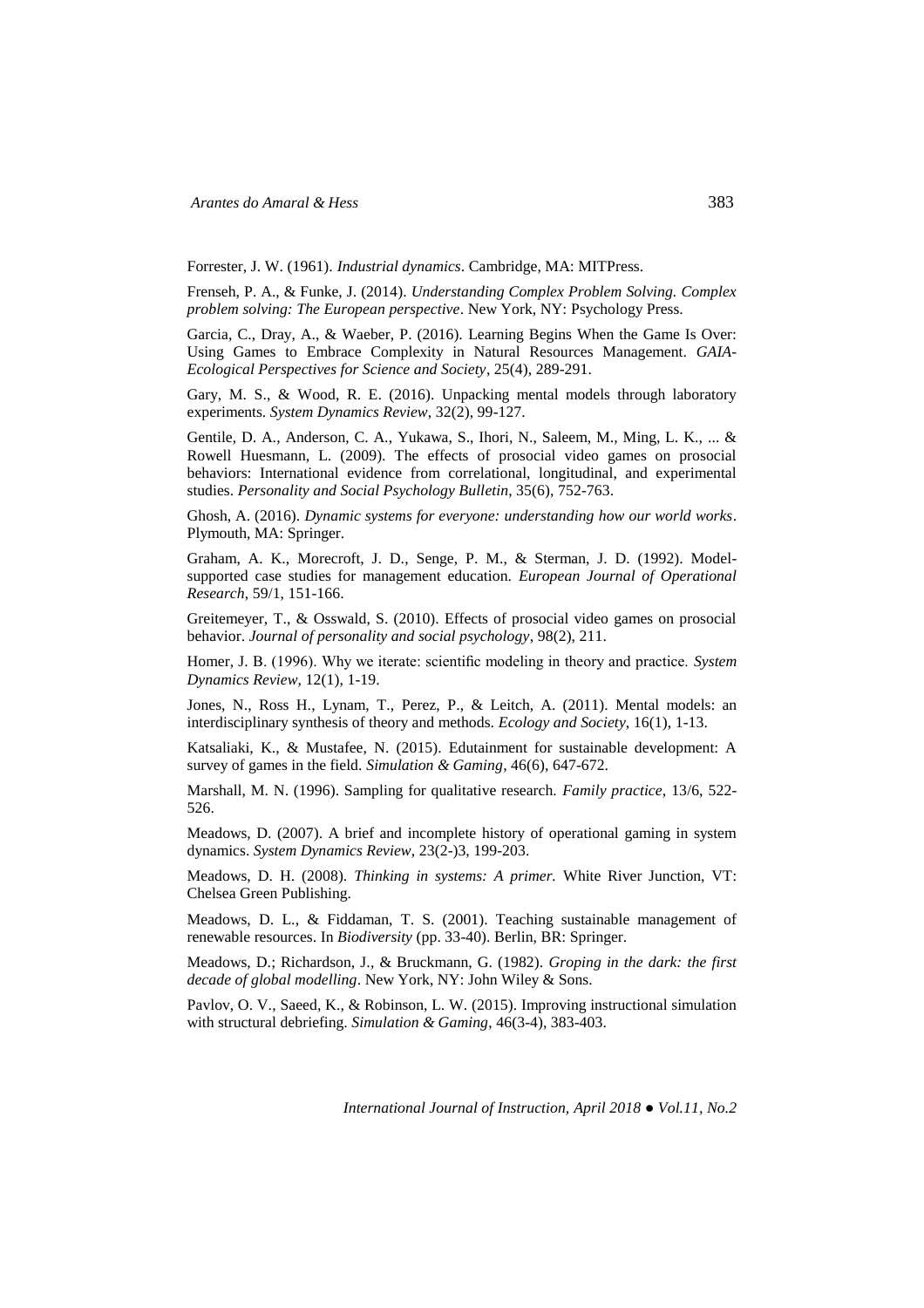Forrester, J. W. (1961). *Industrial dynamics*. Cambridge, MA: MITPress.

Frenseh, P. A., & Funke, J. (2014). *Understanding Complex Problem Solving. Complex problem solving: The European perspective*. New York, NY: Psychology Press.

Garcia, C., Dray, A., & Waeber, P. (2016). Learning Begins When the Game Is Over: Using Games to Embrace Complexity in Natural Resources Management. *GAIA-Ecological Perspectives for Science and Society*, 25(4), 289-291.

Gary, M. S., & Wood, R. E. (2016). Unpacking mental models through laboratory experiments. *System Dynamics Review*, 32(2), 99-127.

Gentile, D. A., Anderson, C. A., Yukawa, S., Ihori, N., Saleem, M., Ming, L. K., ... & Rowell Huesmann, L. (2009). The effects of prosocial video games on prosocial behaviors: International evidence from correlational, longitudinal, and experimental studies. *Personality and Social Psychology Bulletin*, 35(6), 752-763.

Ghosh, A. (2016). *Dynamic systems for everyone: understanding how our world works*. Plymouth, MA: Springer.

Graham, A. K., Morecroft, J. D., Senge, P. M., & Sterman, J. D. (1992). Model-supported case studies for management education. *European Journal of Operational Research*, 59/1, 151-166.

Greitemeyer, T., & Osswald, S. (2010). Effects of prosocial video games on prosocial behavior. *Journal of personality and social psychology*, 98(2), 211.

Homer, J. B. (1996). Why we iterate: scientific modeling in theory and practice. *System Dynamics Review*, 12(1), 1-19.

Jones, N., Ross H., Lynam, T., Perez, P., & Leitch, A. (2011). Mental models: an interdisciplinary synthesis of theory and methods. *Ecology and Society*, 16(1), 1-13.

Katsaliaki, K., & Mustafee, N. (2015). Edutainment for sustainable development: A survey of games in the field. *Simulation & Gaming*, 46(6), 647-672.

Marshall, M. N. (1996). Sampling for qualitative research. *Family practice*, 13/6, 522-526.

Meadows, D. (2007). A brief and incomplete history of operational gaming in system dynamics. *System Dynamics Review*, 23(2-)3, 199-203.

Meadows, D. H. (2008). *Thinking in systems: A primer.* White River Junction, VT: Chelsea Green Publishing.

Meadows, D. L., & Fiddaman, T. S. (2001). Teaching sustainable management of renewable resources. In *Biodiversity* (pp. 33-40). Berlin, BR: Springer.

Meadows, D.; Richardson, J., & Bruckmann, G. (1982). *Groping in the dark: the first decade of global modelling*. New York, NY: John Wiley & Sons.

Pavlov, O. V., Saeed, K., & Robinson, L. W. (2015). Improving instructional simulation with structural debriefing. *Simulation & Gaming*, 46(3-4), 383-403.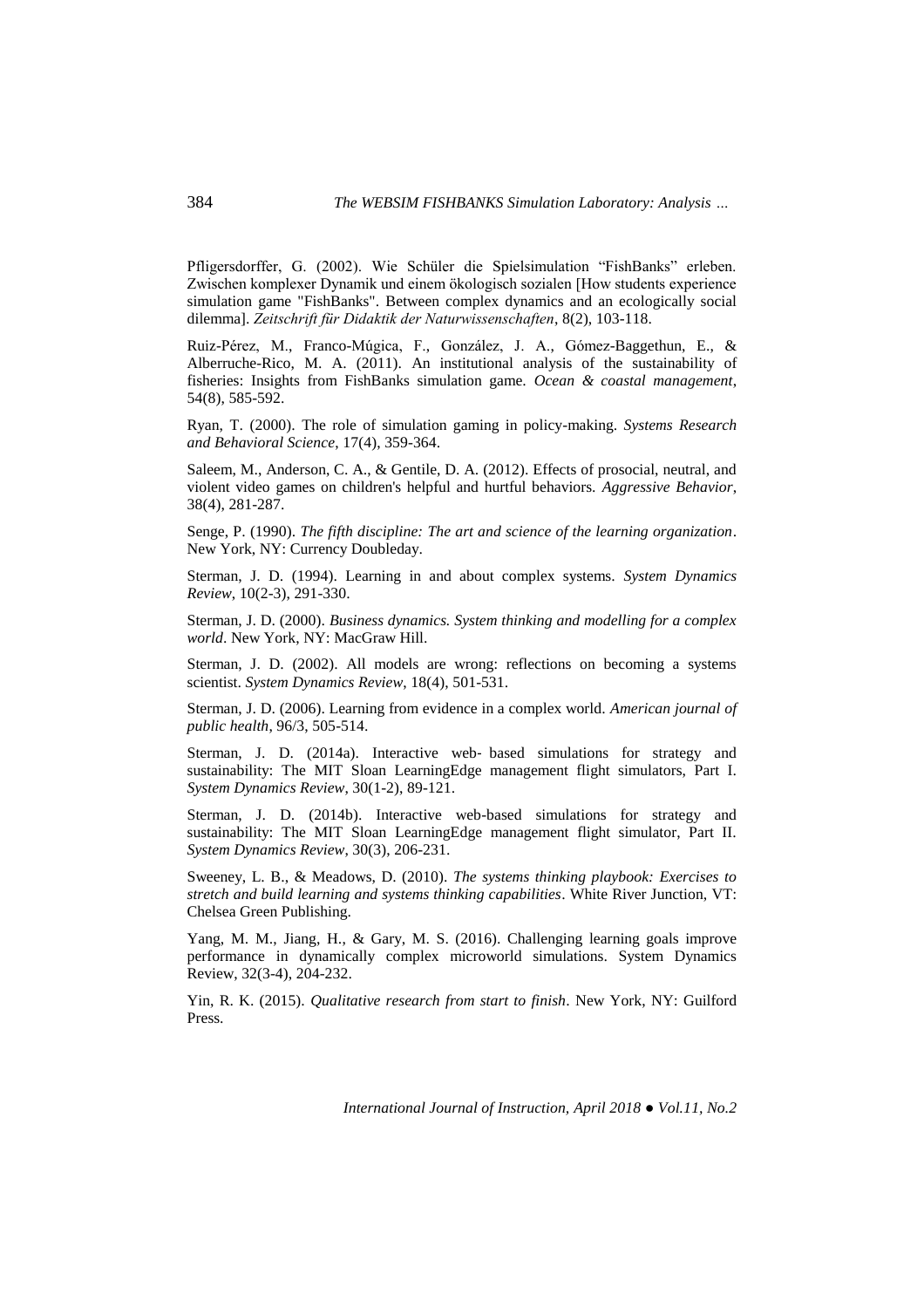Pfligersdorffer, G. (2002). Wie Schüler die Spielsimulation "FishBanks" erleben. Zwischen komplexer Dynamik und einem ökologisch sozialen [How students experience simulation game "FishBanks". Between complex dynamics and an ecologically social dilemma]. *Zeitschrift für Didaktik der Naturwissenschaften*, 8(2), 103-118.

Ruiz-Pérez, M., Franco-Múgica, F., González, J. A., Gómez-Baggethun, E., & Alberruche-Rico, M. A. (2011). An institutional analysis of the sustainability of fisheries: Insights from FishBanks simulation game. *Ocean & coastal management*, 54(8), 585-592.

Ryan, T. (2000). The role of simulation gaming in policy-making. *Systems Research and Behavioral Science*, 17(4), 359-364.

Saleem, M., Anderson, C. A., & Gentile, D. A. (2012). Effects of prosocial, neutral, and violent video games on children's helpful and hurtful behaviors. *Aggressive Behavior*, 38(4), 281-287.

Senge, P. (1990). *The fifth discipline: The art and science of the learning organization*. New York, NY: Currency Doubleday.

Sterman, J. D. (1994). Learning in and about complex systems. *System Dynamics Review*, 10(2-3), 291-330.

Sterman, J. D. (2000). *Business dynamics. System thinking and modelling for a complex world*. New York, NY: MacGraw Hill.

Sterman, J. D. (2002). All models are wrong: reflections on becoming a systems scientist. *System Dynamics Review*, 18(4), 501-531.

Sterman, J. D. (2006). Learning from evidence in a complex world. *American journal of public health*, 96/3, 505-514.

Sterman, J. D. (2014a). Interactive web- based simulations for strategy and sustainability: The MIT Sloan LearningEdge management flight simulators, Part I. *System Dynamics Review*, 30(1-2), 89-121.

Sterman, J. D. (2014b). Interactive web-based simulations for strategy and sustainability: The MIT Sloan LearningEdge management flight simulator, Part II. *System Dynamics Review*, 30(3), 206-231.

Sweeney, L. B., & Meadows, D. (2010). *The systems thinking playbook: Exercises to stretch and build learning and systems thinking capabilities*. White River Junction, VT: Chelsea Green Publishing.

Yang, M. M., Jiang, H., & Gary, M. S. (2016). Challenging learning goals improve performance in dynamically complex microworld simulations. System Dynamics Review, 32(3-4), 204-232.

Yin, R. K. (2015). *Qualitative research from start to finish*. New York, NY: Guilford Press.